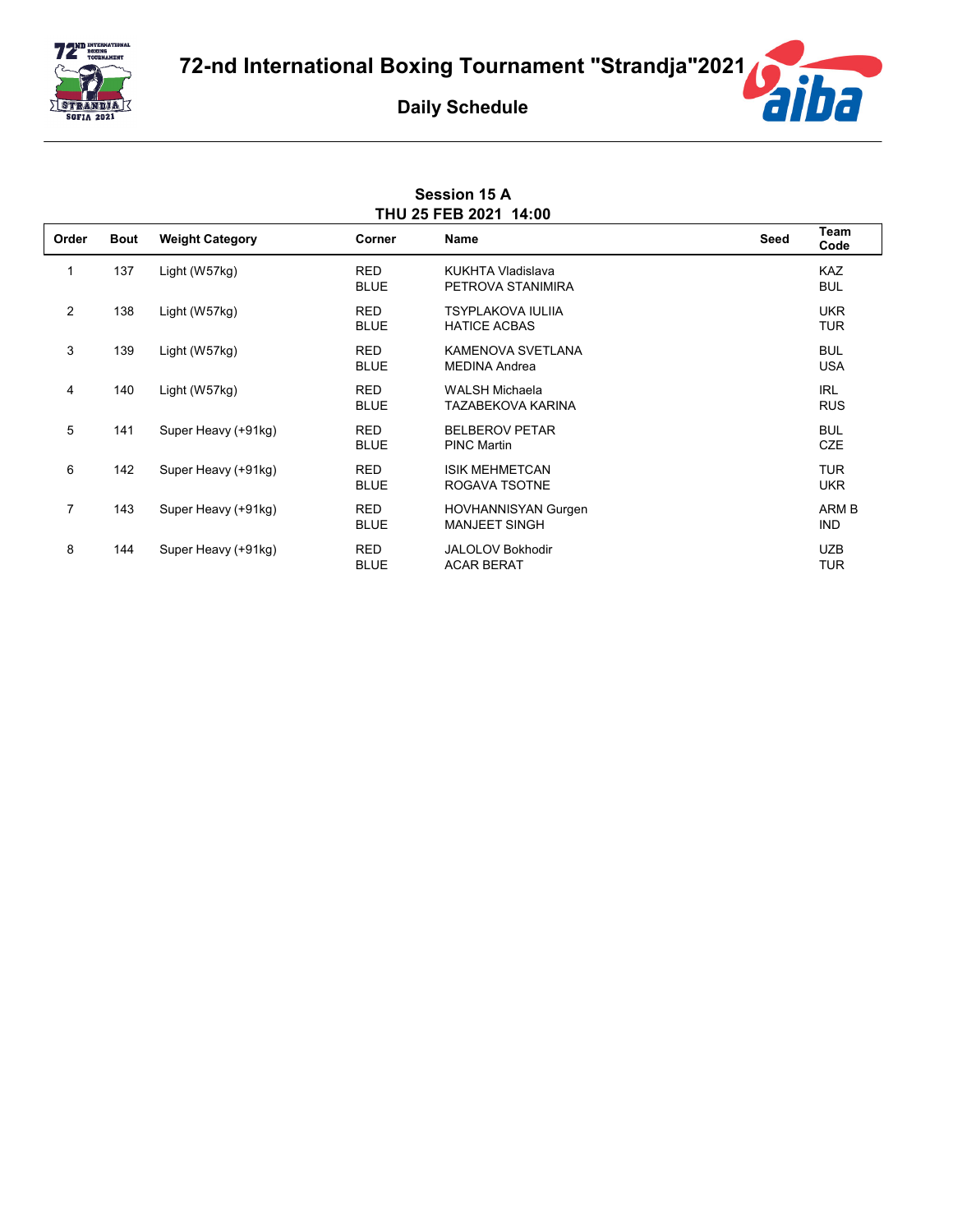# 72-nd International Boxing Tournament "Strandja"2021

## Daily Schedule

### Session 15 A
**THU 25 FEB 2021 14:00**

| Order | Bout | Weight Category | Corner | Name | Seed | Team Code |
|---|---|---|---|---|---|---|
| 1 | 137 | Light (W57kg) | RED | KUKHTA Vladislava | | KAZ |
| | | | BLUE | PETROVA STANIMIRA | | BUL |
| 2 | 138 | Light (W57kg) | RED | TSYPLAKOVA IULIIA | | UKR |
| | | | BLUE | HATICE ACBAS | | TUR |
| 3 | 139 | Light (W57kg) | RED | KAMENOVA SVETLANA | | BUL |
| | | | BLUE | MEDINA Andrea | | USA |
| 4 | 140 | Light (W57kg) | RED | WALSH Michaela | | IRL |
| | | | BLUE | TAZABEKOVA KARINA | | RUS |
| 5 | 141 | Super Heavy (+91kg) | RED | BELBEROV PETAR | | BUL |
| | | | BLUE | PINC Martin | | CZE |
| 6 | 142 | Super Heavy (+91kg) | RED | ISIK MEHMETCAN | | TUR |
| | | | BLUE | ROGAVA TSOTNE | | UKR |
| 7 | 143 | Super Heavy (+91kg) | RED | HOVHANNISYAN Gurgen | | ARM B |
| | | | BLUE | MANJEET SINGH | | IND |
| 8 | 144 | Super Heavy (+91kg) | RED | JALOLOV Bokhodir | | UZB |
| | | | BLUE | ACAR BERAT | | TUR |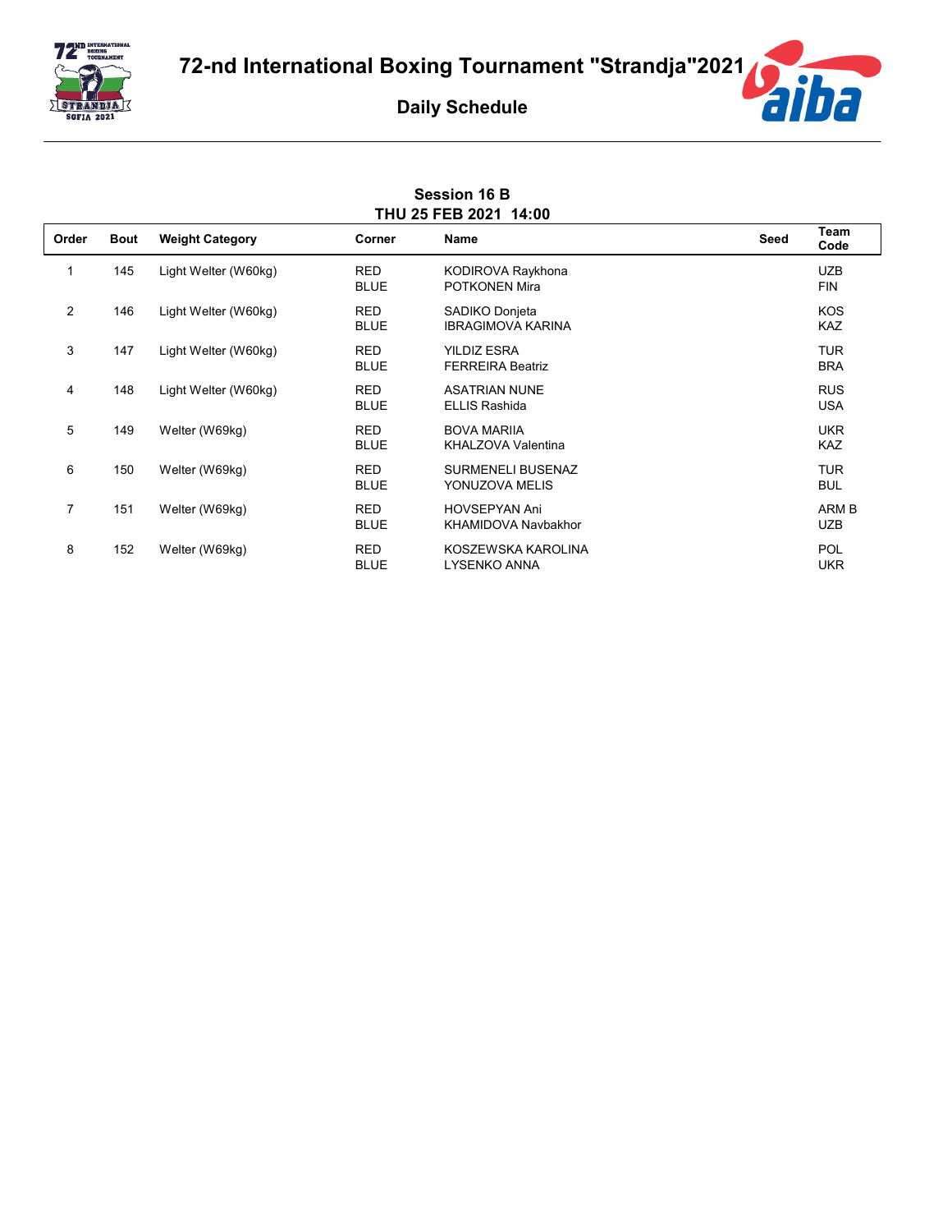# 72-nd International Boxing Tournament "Strandja"2021

## Daily Schedule

### Session 16 B
### THU 25 FEB 2021 14:00

| Order | Bout | Weight Category | Corner | Name | Seed | Team Code |
|---|---|---|---|---|---|---|
| 1 | 145 | Light Welter (W60kg) | RED | KODIROVA Raykhona | | UZB |
| | | | BLUE | POTKONEN Mira | | FIN |
| 2 | 146 | Light Welter (W60kg) | RED | SADIKO Donjeta | | KOS |
| | | | BLUE | IBRAGIMOVA KARINA | | KAZ |
| 3 | 147 | Light Welter (W60kg) | RED | YILDIZ ESRA | | TUR |
| | | | BLUE | FERREIRA Beatriz | | BRA |
| 4 | 148 | Light Welter (W60kg) | RED | ASATRIAN NUNE | | RUS |
| | | | BLUE | ELLIS Rashida | | USA |
| 5 | 149 | Welter (W69kg) | RED | BOVA MARIIA | | UKR |
| | | | BLUE | KHALZOVA Valentina | | KAZ |
| 6 | 150 | Welter (W69kg) | RED | SURMENELI BUSENAZ | | TUR |
| | | | BLUE | YONUZOVA MELIS | | BUL |
| 7 | 151 | Welter (W69kg) | RED | HOVSEPYAN Ani | | ARM B |
| | | | BLUE | KHAMIDOVA Navbakhor | | UZB |
| 8 | 152 | Welter (W69kg) | RED | KOSZEWSKA KAROLINA | | POL |
| | | | BLUE | LYSENKO ANNA | | UKR |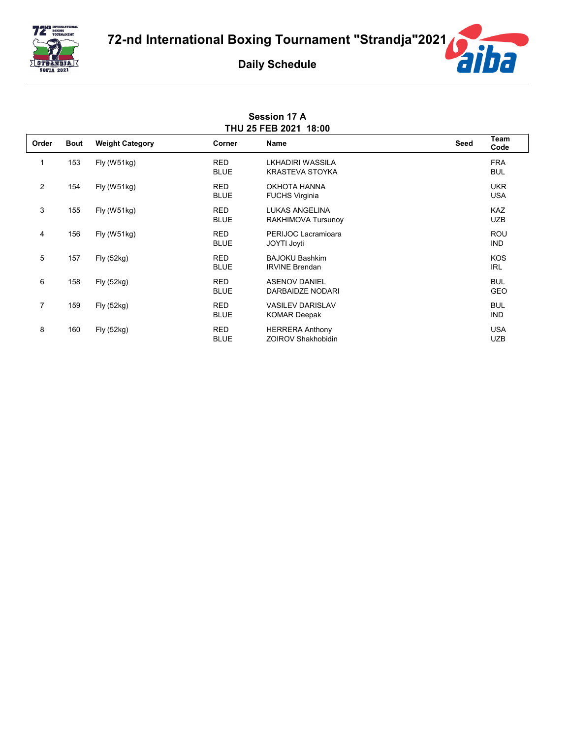# 72-nd International Boxing Tournament "Strandja"2021

## Daily Schedule

### Session 17 A
### THU 25 FEB 2021 18:00

| Order | Bout | Weight Category | Corner | Name | Seed | Team Code |
|---|---|---|---|---|---|---|
| 1 | 153 | Fly (W51kg) | RED<br>BLUE | LKHADIRI WASSILA<br>KRASTEVA STOYKA | | FRA<br>BUL |
| 2 | 154 | Fly (W51kg) | RED<br>BLUE | OKHOTA HANNA<br>FUCHS Virginia | | UKR<br>USA |
| 3 | 155 | Fly (W51kg) | RED<br>BLUE | LUKAS ANGELINA<br>RAKHIMOVA Tursunoy | | KAZ<br>UZB |
| 4 | 156 | Fly (W51kg) | RED<br>BLUE | PERIJOC Lacramioara<br>JOYTI Joyti | | ROU<br>IND |
| 5 | 157 | Fly (52kg) | RED<br>BLUE | BAJOKU Bashkim<br>IRVINE Brendan | | KOS<br>IRL |
| 6 | 158 | Fly (52kg) | RED<br>BLUE | ASENOV DANIEL<br>DARBAIDZE NODARI | | BUL<br>GEO |
| 7 | 159 | Fly (52kg) | RED<br>BLUE | VASILEV DARISLAV<br>KOMAR Deepak | | BUL<br>IND |
| 8 | 160 | Fly (52kg) | RED<br>BLUE | HERRERA Anthony<br>ZOIROV Shakhobidin | | USA<br>UZB |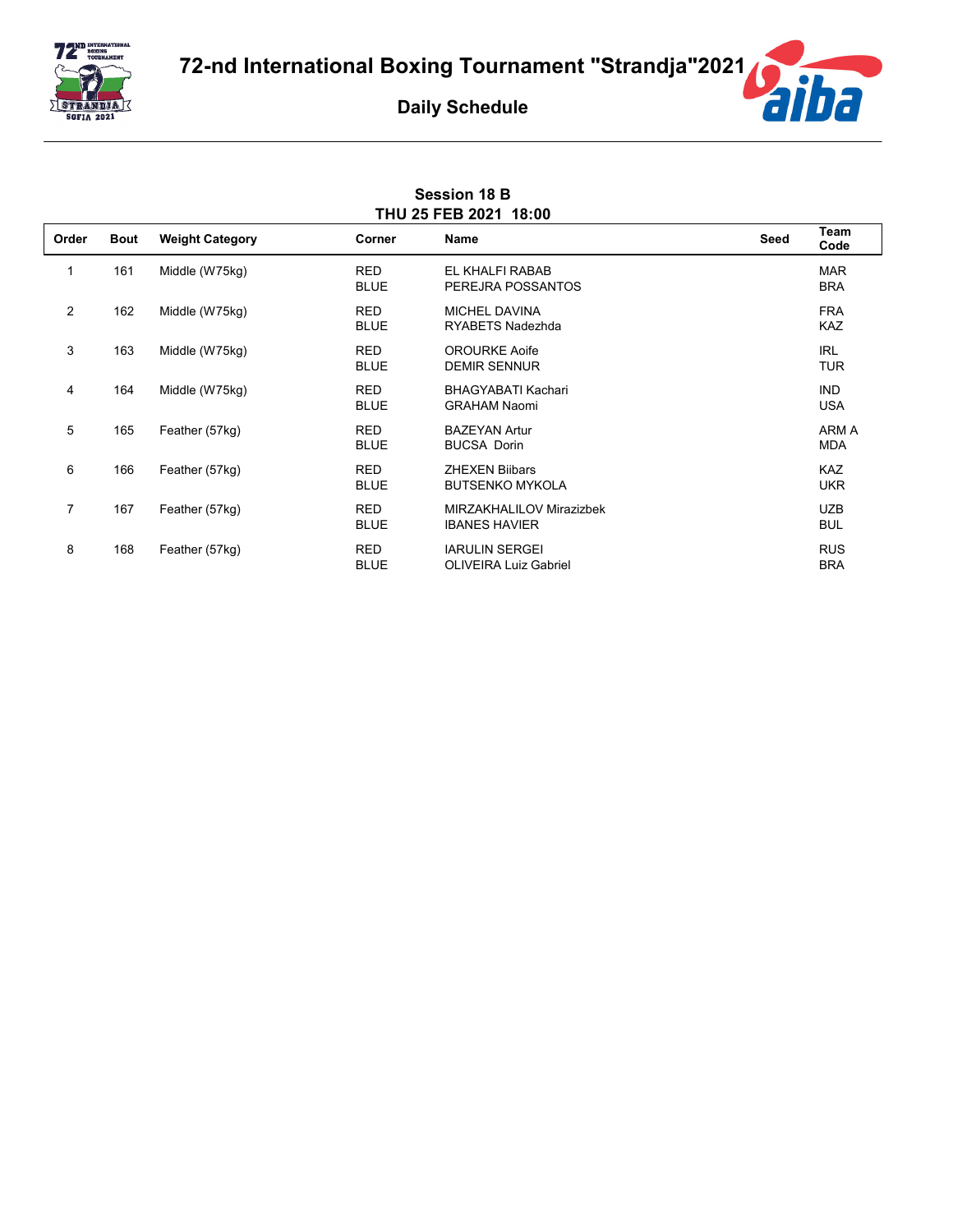# 72-nd International Boxing Tournament "Strandja"2021

## Daily Schedule

### Session 18 B
### THU 25 FEB 2021 18:00

| Order | Bout | Weight Category | Corner | Name | Seed | Team Code |
|---|---|---|---|---|---|---|
| 1 | 161 | Middle (W75kg) | RED | EL KHALFI RABAB | | MAR |
| | | | BLUE | PEREJRA POSSANTOS | | BRA |
| 2 | 162 | Middle (W75kg) | RED | MICHEL DAVINA | | FRA |
| | | | BLUE | RYABETS Nadezhda | | KAZ |
| 3 | 163 | Middle (W75kg) | RED | OROURKE Aoife | | IRL |
| | | | BLUE | DEMIR SENNUR | | TUR |
| 4 | 164 | Middle (W75kg) | RED | BHAGYABATI Kachari | | IND |
| | | | BLUE | GRAHAM Naomi | | USA |
| 5 | 165 | Feather (57kg) | RED | BAZEYAN Artur | | ARM A |
| | | | BLUE | BUCSA Dorin | | MDA |
| 6 | 166 | Feather (57kg) | RED | ZHEXEN Biibars | | KAZ |
| | | | BLUE | BUTSENKO MYKOLA | | UKR |
| 7 | 167 | Feather (57kg) | RED | MIRZAKHALILOV Mirazizbek | | UZB |
| | | | BLUE | IBANES HAVIER | | BUL |
| 8 | 168 | Feather (57kg) | RED | IARULIN SERGEI | | RUS |
| | | | BLUE | OLIVEIRA Luiz Gabriel | | BRA |